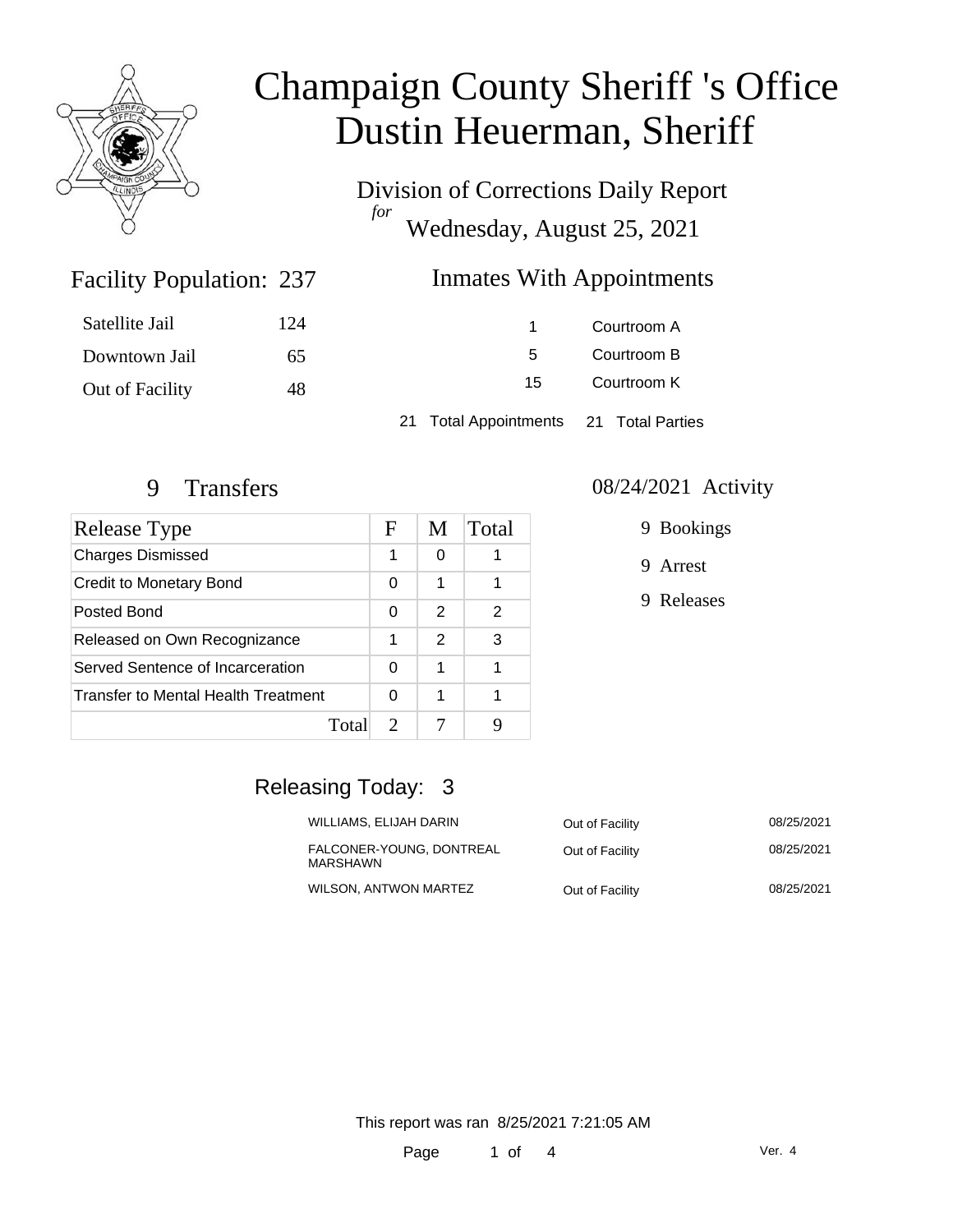# Champaign County Sheriff 's Office
# Dustin Heuerman, Sheriff

## Division of Corrections Daily Report

*for*

Wednesday, August 25, 2021

## Facility Population: 237

| | |
|---|---|
| Satellite Jail | 124 |
| Downtown Jail | 65 |
| Out of Facility | 48 |

## Inmates With Appointments

| | |
|---|---|
| 1 | Courtroom A |
| 5 | Courtroom B |
| 15 | Courtroom K |

21 Total Appointments    21 Total Parties

## 9 Transfers

| Release Type | F | M | Total |
|---|---|---|---|
| Charges Dismissed | 1 | 0 | 1 |
| Credit to Monetary Bond | 0 | 1 | 1 |
| Posted Bond | 0 | 2 | 2 |
| Released on Own Recognizance | 1 | 2 | 3 |
| Served Sentence of Incarceration | 0 | 1 | 1 |
| Transfer to Mental Health Treatment | 0 | 1 | 1 |
| Total | 2 | 7 | 9 |

## 08/24/2021 Activity

9 Bookings

9 Arrest

9 Releases

## Releasing Today: 3

| | | |
|---|---|---|
| WILLIAMS, ELIJAH DARIN | Out of Facility | 08/25/2021 |
| FALCONER-YOUNG, DONTREAL MARSHAWN | Out of Facility | 08/25/2021 |
| WILSON, ANTWON MARTEZ | Out of Facility | 08/25/2021 |

This report was ran 8/25/2021 7:21:05 AM

Ver. 4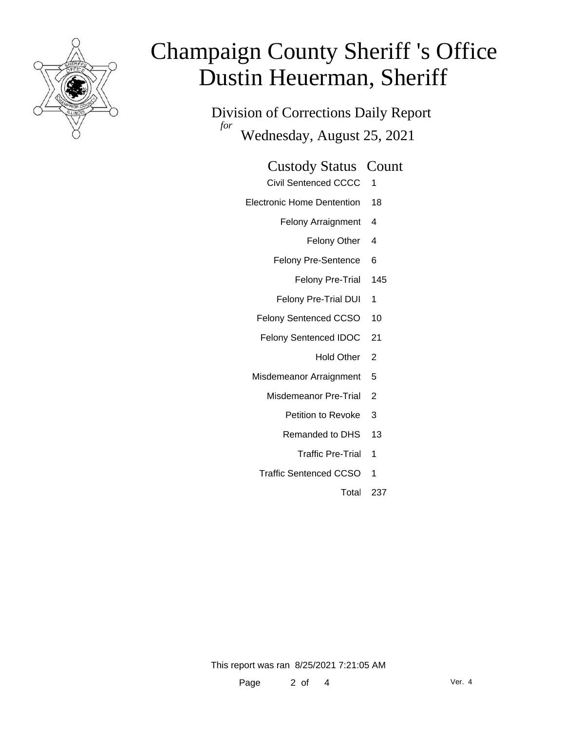# Champaign County Sheriff 's Office
# Dustin Heuerman, Sheriff

## Division of Corrections Daily Report
*for*
Wednesday, August 25, 2021

| Custody Status | Count |
|---|---|
| Civil Sentenced CCCC | 1 |
| Electronic Home Dentention | 18 |
| Felony Arraignment | 4 |
| Felony Other | 4 |
| Felony Pre-Sentence | 6 |
| Felony Pre-Trial | 145 |
| Felony Pre-Trial DUI | 1 |
| Felony Sentenced CCSO | 10 |
| Felony Sentenced IDOC | 21 |
| Hold Other | 2 |
| Misdemeanor Arraignment | 5 |
| Misdemeanor Pre-Trial | 2 |
| Petition to Revoke | 3 |
| Remanded to DHS | 13 |
| Traffic Pre-Trial | 1 |
| Traffic Sentenced CCSO | 1 |
| Total | 237 |

This report was ran 8/25/2021 7:21:05 AM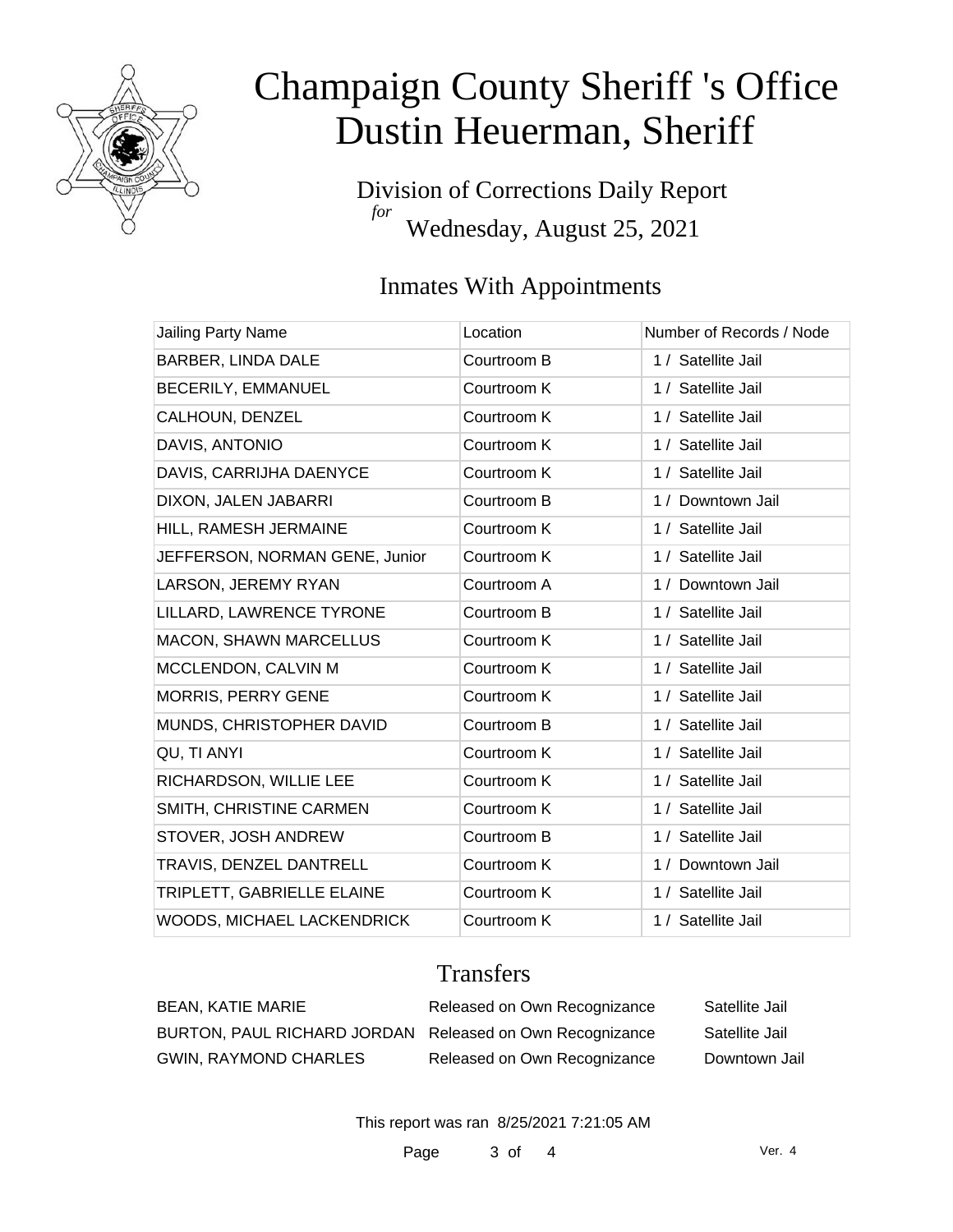# Champaign County Sheriff 's Office
# Dustin Heuerman, Sheriff

Division of Corrections Daily Report
*for*
Wednesday, August 25, 2021

## Inmates With Appointments

| Jailing Party Name | Location | Number of Records / Node |
|---|---|---|
| BARBER, LINDA DALE | Courtroom B | 1 / Satellite Jail |
| BECERILY, EMMANUEL | Courtroom K | 1 / Satellite Jail |
| CALHOUN, DENZEL | Courtroom K | 1 / Satellite Jail |
| DAVIS, ANTONIO | Courtroom K | 1 / Satellite Jail |
| DAVIS, CARRIJHA DAENYCE | Courtroom K | 1 / Satellite Jail |
| DIXON, JALEN JABARRI | Courtroom B | 1 / Downtown Jail |
| HILL, RAMESH JERMAINE | Courtroom K | 1 / Satellite Jail |
| JEFFERSON, NORMAN GENE, Junior | Courtroom K | 1 / Satellite Jail |
| LARSON, JEREMY RYAN | Courtroom A | 1 / Downtown Jail |
| LILLARD, LAWRENCE TYRONE | Courtroom B | 1 / Satellite Jail |
| MACON, SHAWN MARCELLUS | Courtroom K | 1 / Satellite Jail |
| MCCLENDON, CALVIN M | Courtroom K | 1 / Satellite Jail |
| MORRIS, PERRY GENE | Courtroom K | 1 / Satellite Jail |
| MUNDS, CHRISTOPHER DAVID | Courtroom B | 1 / Satellite Jail |
| QU, TI ANYI | Courtroom K | 1 / Satellite Jail |
| RICHARDSON, WILLIE LEE | Courtroom K | 1 / Satellite Jail |
| SMITH, CHRISTINE CARMEN | Courtroom K | 1 / Satellite Jail |
| STOVER, JOSH ANDREW | Courtroom B | 1 / Satellite Jail |
| TRAVIS, DENZEL DANTRELL | Courtroom K | 1 / Downtown Jail |
| TRIPLETT, GABRIELLE ELAINE | Courtroom K | 1 / Satellite Jail |
| WOODS, MICHAEL LACKENDRICK | Courtroom K | 1 / Satellite Jail |

## Transfers

| | | |
|---|---|---|
| BEAN, KATIE MARIE | Released on Own Recognizance | Satellite Jail |
| BURTON, PAUL RICHARD JORDAN | Released on Own Recognizance | Satellite Jail |
| GWIN, RAYMOND CHARLES | Released on Own Recognizance | Downtown Jail |

This report was ran 8/25/2021 7:21:05 AM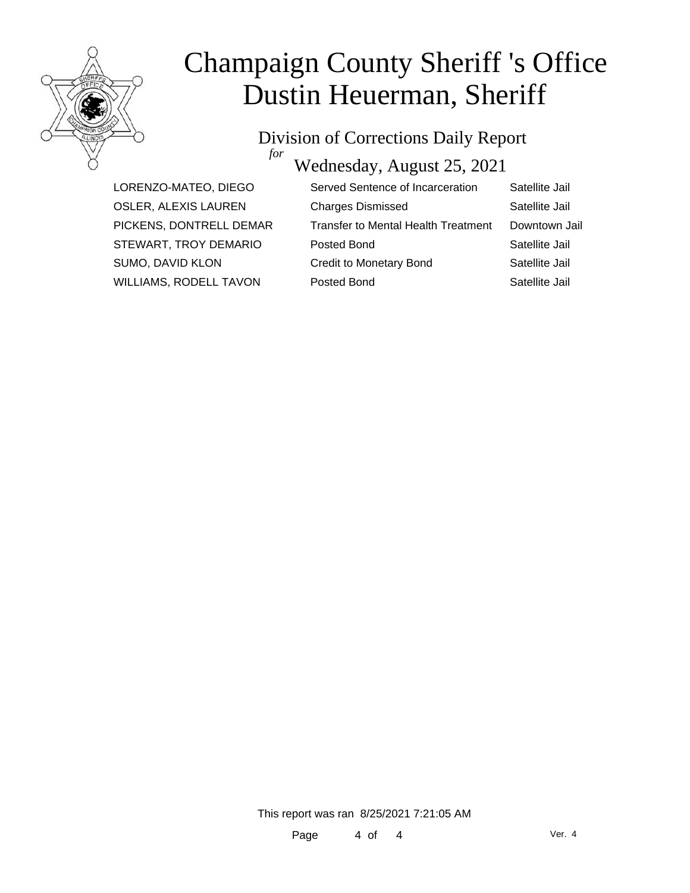# Champaign County Sheriff 's Office
# Dustin Heuerman, Sheriff

## Division of Corrections Daily Report

*for*

## Wednesday, August 25, 2021

| | | |
|---|---|---|
| LORENZO-MATEO, DIEGO | Served Sentence of Incarceration | Satellite Jail |
| OSLER, ALEXIS LAUREN | Charges Dismissed | Satellite Jail |
| PICKENS, DONTRELL DEMAR | Transfer to Mental Health Treatment | Downtown Jail |
| STEWART, TROY DEMARIO | Posted Bond | Satellite Jail |
| SUMO, DAVID KLON | Credit to Monetary Bond | Satellite Jail |
| WILLIAMS, RODELL TAVON | Posted Bond | Satellite Jail |

This report was ran 8/25/2021 7:21:05 AM

Ver. 4